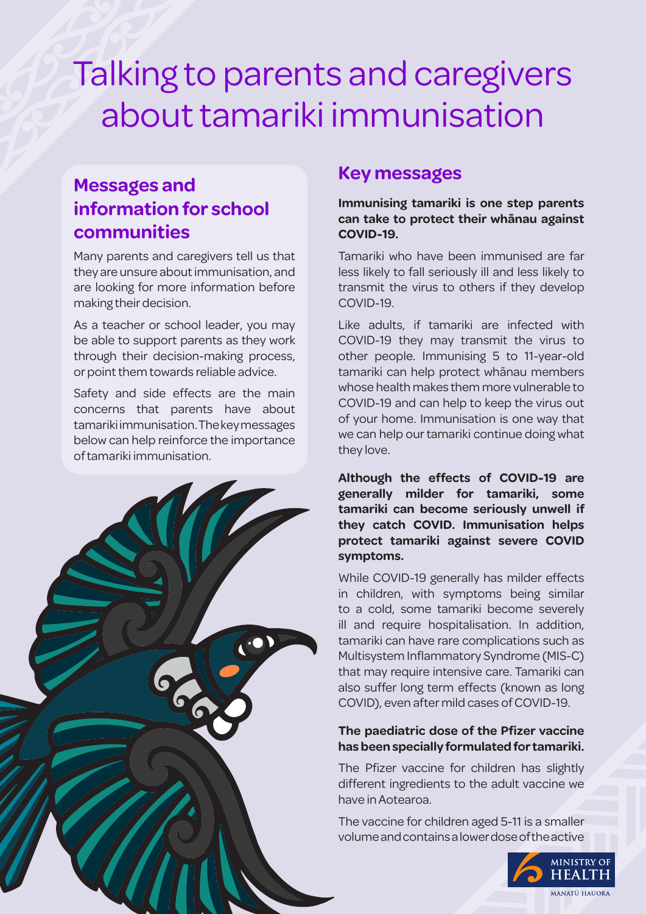# Talking to parents and caregivers about tamariki immunisation

## Messages and information for school communities

Many parents and caregivers tell us that they are unsure about immunisation, and are looking for more information before making their decision.

As a teacher or school leader, you may be able to support parents as they work through their decision-making process, or point them towards reliable advice.

Safety and side effects are the main concerns that parents have about tamariki immunisation. The key messages below can help reinforce the importance of tamariki immunisation.

## Key messages

**Immunising tamariki is one step parents can take to protect their whānau against COVID-19.**

Tamariki who have been immunised are far less likely to fall seriously ill and less likely to transmit the virus to others if they develop COVID-19.

Like adults, if tamariki are infected with COVID-19 they may transmit the virus to other people. Immunising 5 to 11-year-old tamariki can help protect whānau members whose health makes them more vulnerable to COVID-19 and can help to keep the virus out of your home. Immunisation is one way that we can help our tamariki continue doing what they love.

**Although the effects of COVID-19 are generally milder for tamariki, some tamariki can become seriously unwell if they catch COVID. Immunisation helps protect tamariki against severe COVID symptoms.**

While COVID-19 generally has milder effects in children, with symptoms being similar to a cold, some tamariki become severely ill and require hospitalisation. In addition, tamariki can have rare complications such as Multisystem Inflammatory Syndrome (MIS-C) that may require intensive care. Tamariki can also suffer long term effects (known as long COVID), even after mild cases of COVID-19.

**The paediatric dose of the Pfizer vaccine has been specially formulated for tamariki.**

The Pfizer vaccine for children has slightly different ingredients to the adult vaccine we have in Aotearoa.

The vaccine for children aged 5-11 is a smaller volume and contains a lower dose of the active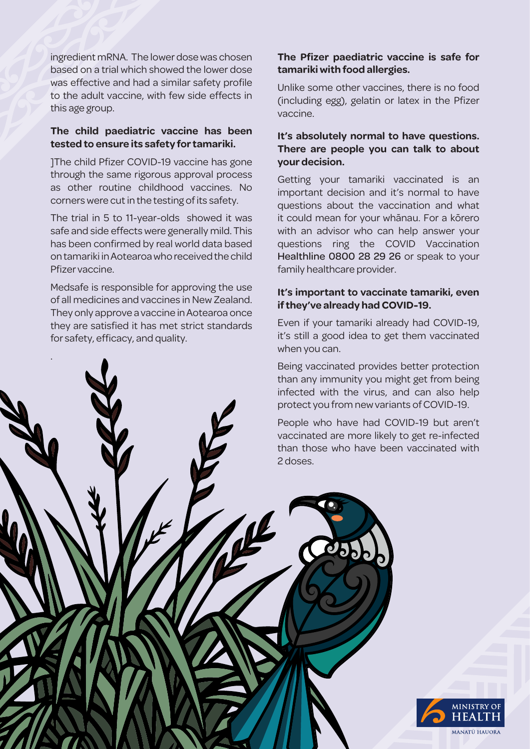ingredient mRNA. The lower dose was chosen based on a trial which showed the lower dose was effective and had a similar safety profile to the adult vaccine, with few side effects in this age group.

**The child paediatric vaccine has been tested to ensure its safety for tamariki.**

]The child Pfizer COVID-19 vaccine has gone through the same rigorous approval process as other routine childhood vaccines. No corners were cut in the testing of its safety.

The trial in 5 to 11-year-olds showed it was safe and side effects were generally mild. This has been confirmed by real world data based on tamariki in Aotearoa who received the child Pfizer vaccine.

Medsafe is responsible for approving the use of all medicines and vaccines in New Zealand. They only approve a vaccine in Aotearoa once they are satisfied it has met strict standards for safety, efficacy, and quality.

.

**The Pfizer paediatric vaccine is safe for tamariki with food allergies.**

Unlike some other vaccines, there is no food (including egg), gelatin or latex in the Pfizer vaccine.

**It's absolutely normal to have questions. There are people you can talk to about your decision.**

Getting your tamariki vaccinated is an important decision and it's normal to have questions about the vaccination and what it could mean for your whānau. For a kōrero with an advisor who can help answer your questions ring the COVID Vaccination Healthline 0800 28 29 26 or speak to your family healthcare provider.

**It's important to vaccinate tamariki, even if they've already had COVID-19.**

Even if your tamariki already had COVID-19, it's still a good idea to get them vaccinated when you can.

Being vaccinated provides better protection than any immunity you might get from being infected with the virus, and can also help protect you from new variants of COVID-19.

People who have had COVID-19 but aren't vaccinated are more likely to get re-infected than those who have been vaccinated with 2 doses.

MINISTRY OF HEALTH
MANATŪ HAUORA